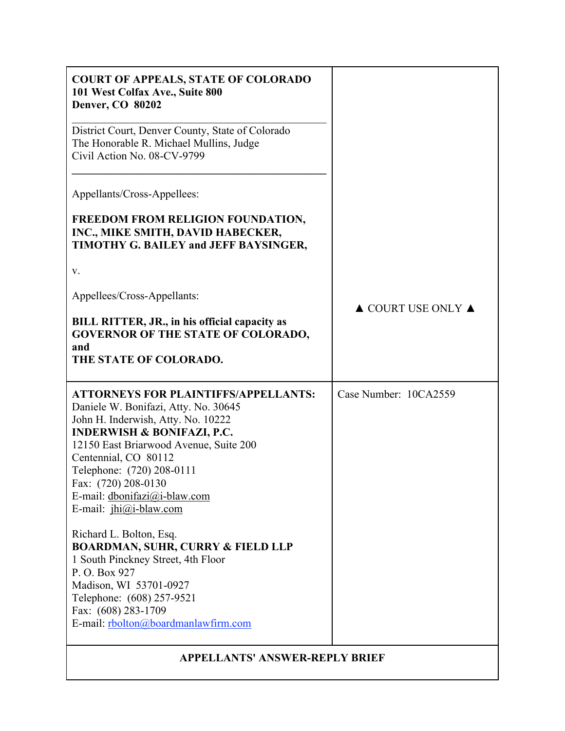**COURT OF APPEALS, STATE OF COLORADO**
**101 West Colfax Ave., Suite 800**
**Denver, CO 80202**

---

District Court, Denver County, State of Colorado
The Honorable R. Michael Mullins, Judge
Civil Action No. 08-CV-9799

---

Appellants/Cross-Appellees:

**FREEDOM FROM RELIGION FOUNDATION, INC., MIKE SMITH, DAVID HABECKER, TIMOTHY G. BAILEY and JEFF BAYSINGER,**

v.

Appellees/Cross-Appellants:

**BILL RITTER, JR., in his official capacity as GOVERNOR OF THE STATE OF COLORADO, and**
**THE STATE OF COLORADO.**

▲ COURT USE ONLY ▲

---

**ATTORNEYS FOR PLAINTIFFS/APPELLANTS:**
Daniele W. Bonifazi, Atty. No. 30645
John H. Inderwish, Atty. No. 10222
**INDERWISH & BONIFAZI, P.C.**
12150 East Briarwood Avenue, Suite 200
Centennial, CO 80112
Telephone: (720) 208-0111
Fax: (720) 208-0130
E-mail: dbonifazi@i-blaw.com
E-mail: jhi@i-blaw.com

Richard L. Bolton, Esq.
**BOARDMAN, SUHR, CURRY & FIELD LLP**
1 South Pinckney Street, 4th Floor
P. O. Box 927
Madison, WI 53701-0927
Telephone: (608) 257-9521
Fax: (608) 283-1709
E-mail: rbolton@boardmanlawfirm.com

Case Number: 10CA2559

---

**APPELLANTS' ANSWER-REPLY BRIEF**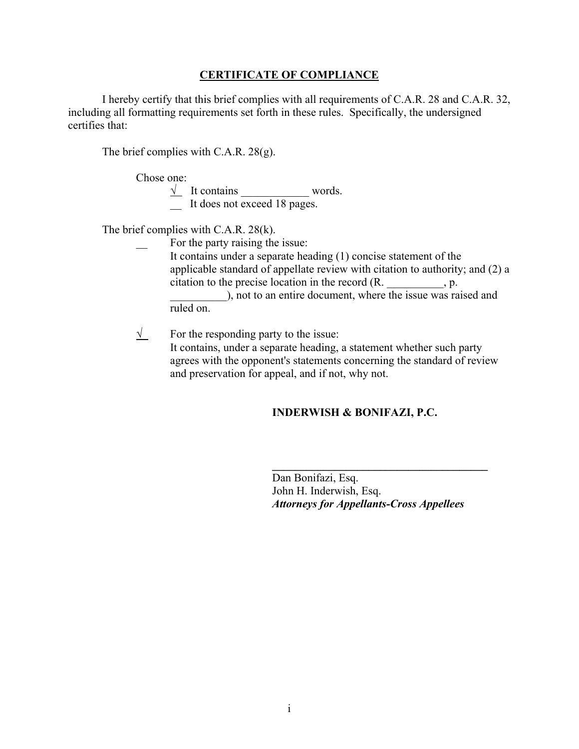**CERTIFICATE OF COMPLIANCE**

I hereby certify that this brief complies with all requirements of C.A.R. 28 and C.A.R. 32, including all formatting requirements set forth in these rules. Specifically, the undersigned certifies that:

The brief complies with C.A.R. 28(g).

Chose one:

√ It contains ____________ words.

__ It does not exceed 18 pages.

The brief complies with C.A.R. 28(k).

__ For the party raising the issue:
It contains under a separate heading (1) concise statement of the applicable standard of appellate review with citation to authority; and (2) a citation to the precise location in the record (R. __________, p. __________), not to an entire document, where the issue was raised and ruled on.

√ For the responding party to the issue:
It contains, under a separate heading, a statement whether such party agrees with the opponent's statements concerning the standard of review and preservation for appeal, and if not, why not.

**INDERWISH & BONIFAZI, P.C.**

______________________________________

Dan Bonifazi, Esq.
John H. Inderwish, Esq.
***Attorneys for Appellants-Cross Appellees***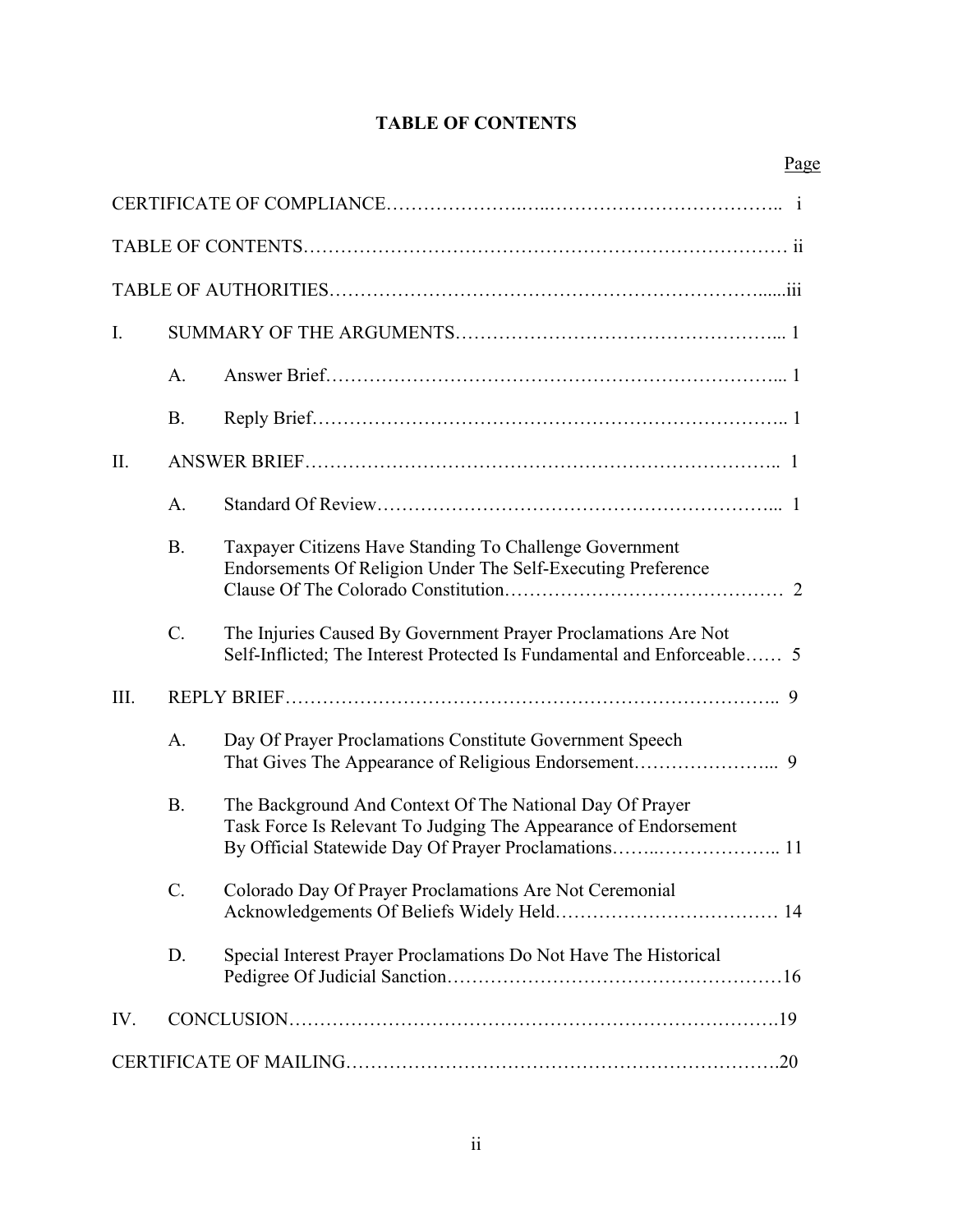## TABLE OF CONTENTS

| | | | Page |
|---|---|---|---|
| CERTIFICATE OF COMPLIANCE | | | i |
| TABLE OF CONTENTS | | | ii |
| TABLE OF AUTHORITIES | | | iii |
| I. | SUMMARY OF THE ARGUMENTS | | 1 |
| | A. | Answer Brief | 1 |
| | B. | Reply Brief | 1 |
| II. | ANSWER BRIEF | | 1 |
| | A. | Standard Of Review | 1 |
| | B. | Taxpayer Citizens Have Standing To Challenge Government Endorsements Of Religion Under The Self-Executing Preference Clause Of The Colorado Constitution | 2 |
| | C. | The Injuries Caused By Government Prayer Proclamations Are Not Self-Inflicted; The Interest Protected Is Fundamental and Enforceable | 5 |
| III. | REPLY BRIEF | | 9 |
| | A. | Day Of Prayer Proclamations Constitute Government Speech That Gives The Appearance of Religious Endorsement | 9 |
| | B. | The Background And Context Of The National Day Of Prayer Task Force Is Relevant To Judging The Appearance of Endorsement By Official Statewide Day Of Prayer Proclamations | 11 |
| | C. | Colorado Day Of Prayer Proclamations Are Not Ceremonial Acknowledgements Of Beliefs Widely Held | 14 |
| | D. | Special Interest Prayer Proclamations Do Not Have The Historical Pedigree Of Judicial Sanction | 16 |
| IV. | CONCLUSION | | 19 |
| CERTIFICATE OF MAILING | | | 20 |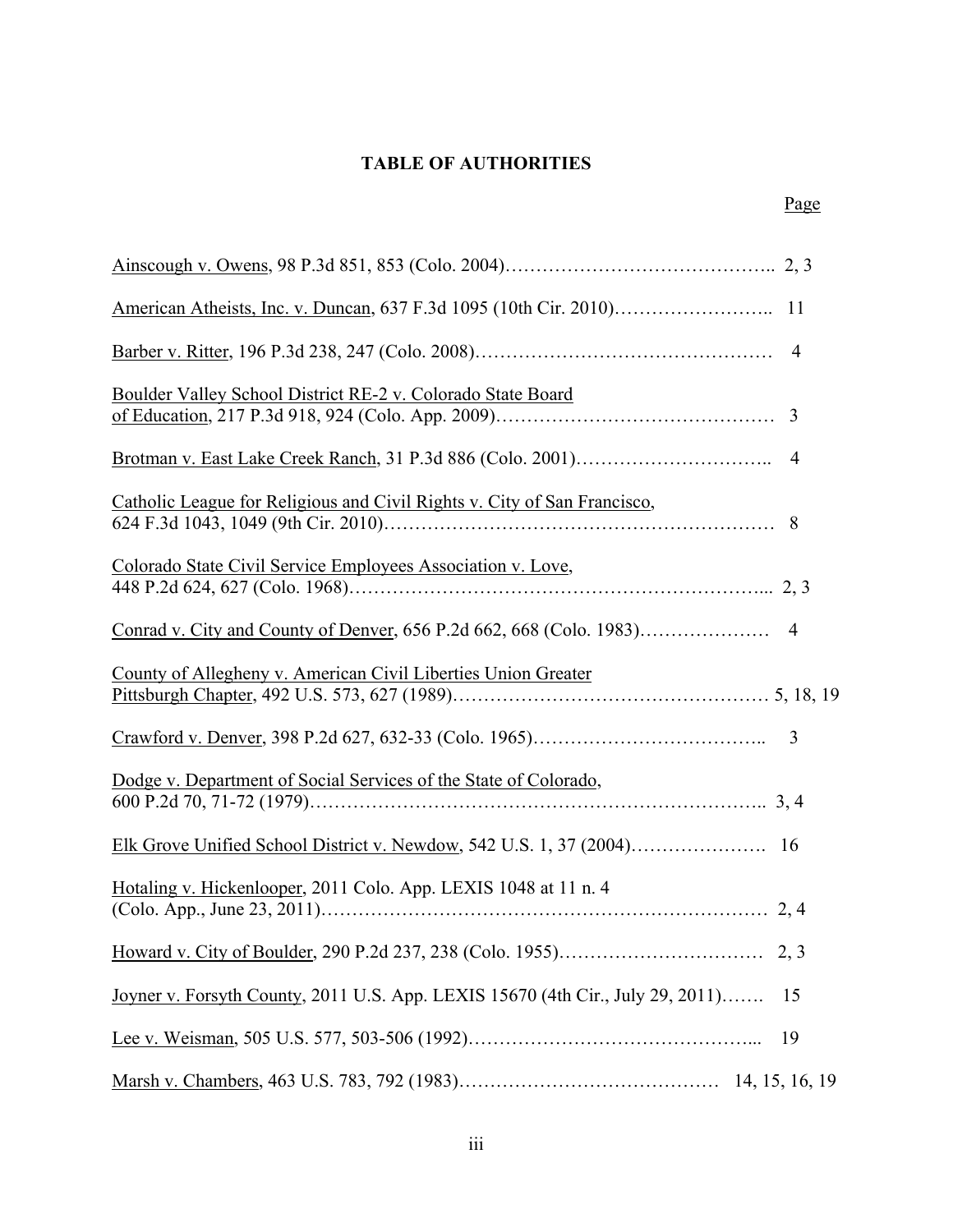# TABLE OF AUTHORITIES

Page

Ainscough v. Owens, 98 P.3d 851, 853 (Colo. 2004)…………………………………….. 2, 3

American Atheists, Inc. v. Duncan, 637 F.3d 1095 (10th Cir. 2010)…………………….. 11

Barber v. Ritter, 196 P.3d 238, 247 (Colo. 2008)………………………………………… 4

Boulder Valley School District RE-2 v. Colorado State Board of Education, 217 P.3d 918, 924 (Colo. App. 2009)……………………………………… 3

Brotman v. East Lake Creek Ranch, 31 P.3d 886 (Colo. 2001)………………………….. 4

Catholic League for Religious and Civil Rights v. City of San Francisco, 624 F.3d 1043, 1049 (9th Cir. 2010)……………………………………………………… 8

Colorado State Civil Service Employees Association v. Love, 448 P.2d 624, 627 (Colo. 1968)………………………………………………………... 2, 3

Conrad v. City and County of Denver, 656 P.2d 662, 668 (Colo. 1983)………………… 4

County of Allegheny v. American Civil Liberties Union Greater Pittsburgh Chapter, 492 U.S. 573, 627 (1989)………………………………………… 5, 18, 19

Crawford v. Denver, 398 P.2d 627, 632-33 (Colo. 1965)……………………………….. 3

Dodge v. Department of Social Services of the State of Colorado, 600 P.2d 70, 71-72 (1979)…………………………………………………………….. 3, 4

Elk Grove Unified School District v. Newdow, 542 U.S. 1, 37 (2004)…………………. 16

Hotaling v. Hickenlooper, 2011 Colo. App. LEXIS 1048 at 11 n. 4 (Colo. App., June 23, 2011)………………………………………………………… 2, 4

Howard v. City of Boulder, 290 P.2d 237, 238 (Colo. 1955)…………………………… 2, 3

Joyner v. Forsyth County, 2011 U.S. App. LEXIS 15670 (4th Cir., July 29, 2011)……. 15

Lee v. Weisman, 505 U.S. 577, 503-506 (1992)………………………………………... 19

Marsh v. Chambers, 463 U.S. 783, 792 (1983)………………………………… 14, 15, 16, 19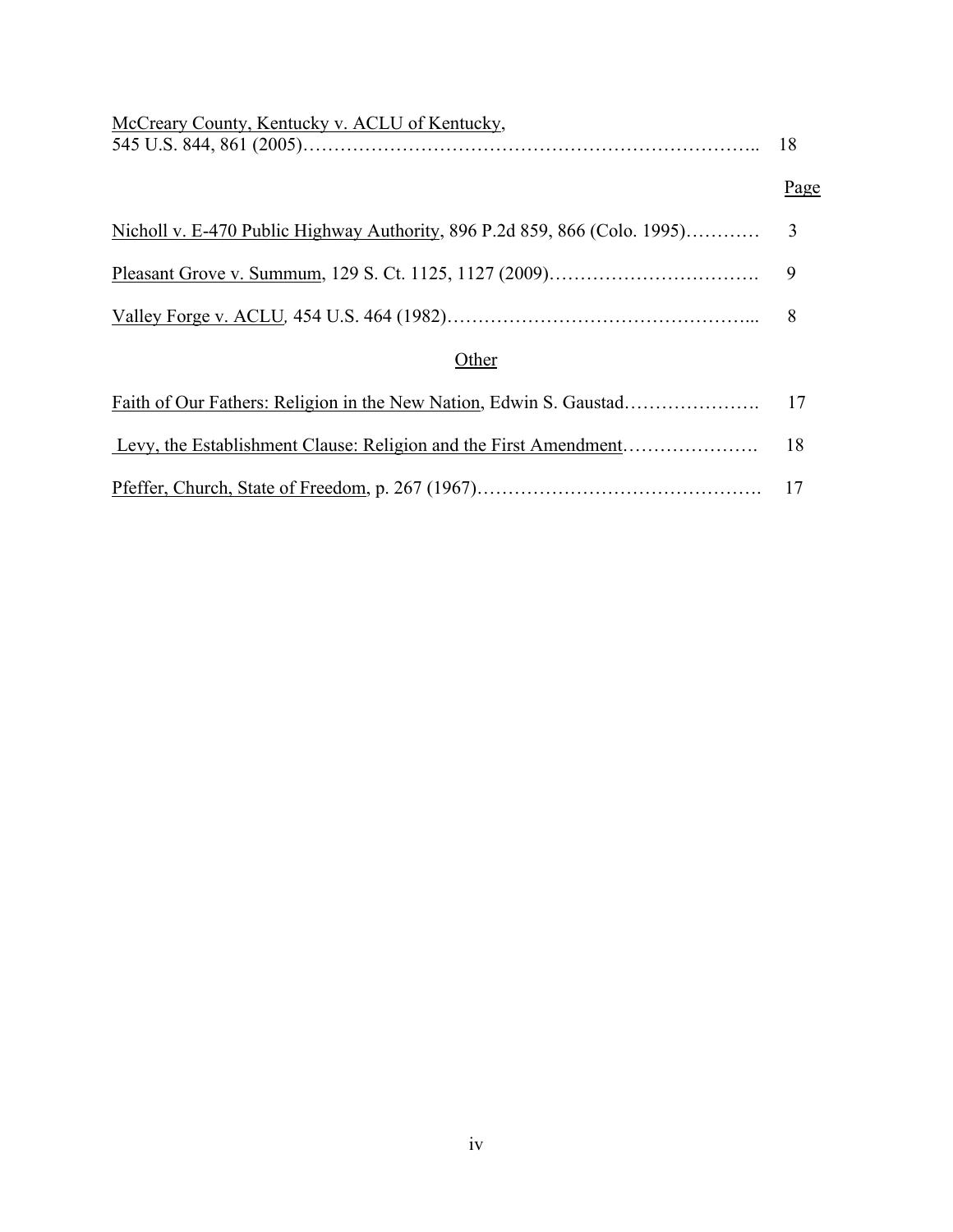McCreary County, Kentucky v. ACLU of Kentucky, 545 U.S. 844, 861 (2005)........................................................................ 18

Page

Nicholl v. E-470 Public Highway Authority, 896 P.2d 859, 866 (Colo. 1995)............ 3

Pleasant Grove v. Summum, 129 S. Ct. 1125, 1127 (2009)................................. 9

Valley Forge v. ACLU, 454 U.S. 464 (1982)................................................... 8

Other

Faith of Our Fathers: Religion in the New Nation, Edwin S. Gaustad...................... 17

Levy, the Establishment Clause: Religion and the First Amendment...................... 18

Pfeffer, Church, State of Freedom, p. 267 (1967)............................................. 17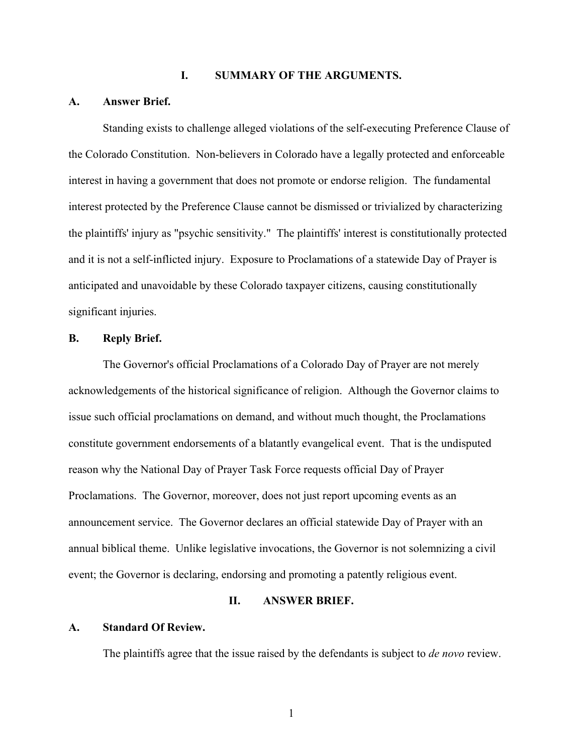# I. SUMMARY OF THE ARGUMENTS.

## A. Answer Brief.

Standing exists to challenge alleged violations of the self-executing Preference Clause of the Colorado Constitution. Non-believers in Colorado have a legally protected and enforceable interest in having a government that does not promote or endorse religion. The fundamental interest protected by the Preference Clause cannot be dismissed or trivialized by characterizing the plaintiffs' injury as "psychic sensitivity." The plaintiffs' interest is constitutionally protected and it is not a self-inflicted injury. Exposure to Proclamations of a statewide Day of Prayer is anticipated and unavoidable by these Colorado taxpayer citizens, causing constitutionally significant injuries.

## B. Reply Brief.

The Governor's official Proclamations of a Colorado Day of Prayer are not merely acknowledgements of the historical significance of religion. Although the Governor claims to issue such official proclamations on demand, and without much thought, the Proclamations constitute government endorsements of a blatantly evangelical event. That is the undisputed reason why the National Day of Prayer Task Force requests official Day of Prayer Proclamations. The Governor, moreover, does not just report upcoming events as an announcement service. The Governor declares an official statewide Day of Prayer with an annual biblical theme. Unlike legislative invocations, the Governor is not solemnizing a civil event; the Governor is declaring, endorsing and promoting a patently religious event.

# II. ANSWER BRIEF.

## A. Standard Of Review.

The plaintiffs agree that the issue raised by the defendants is subject to *de novo* review.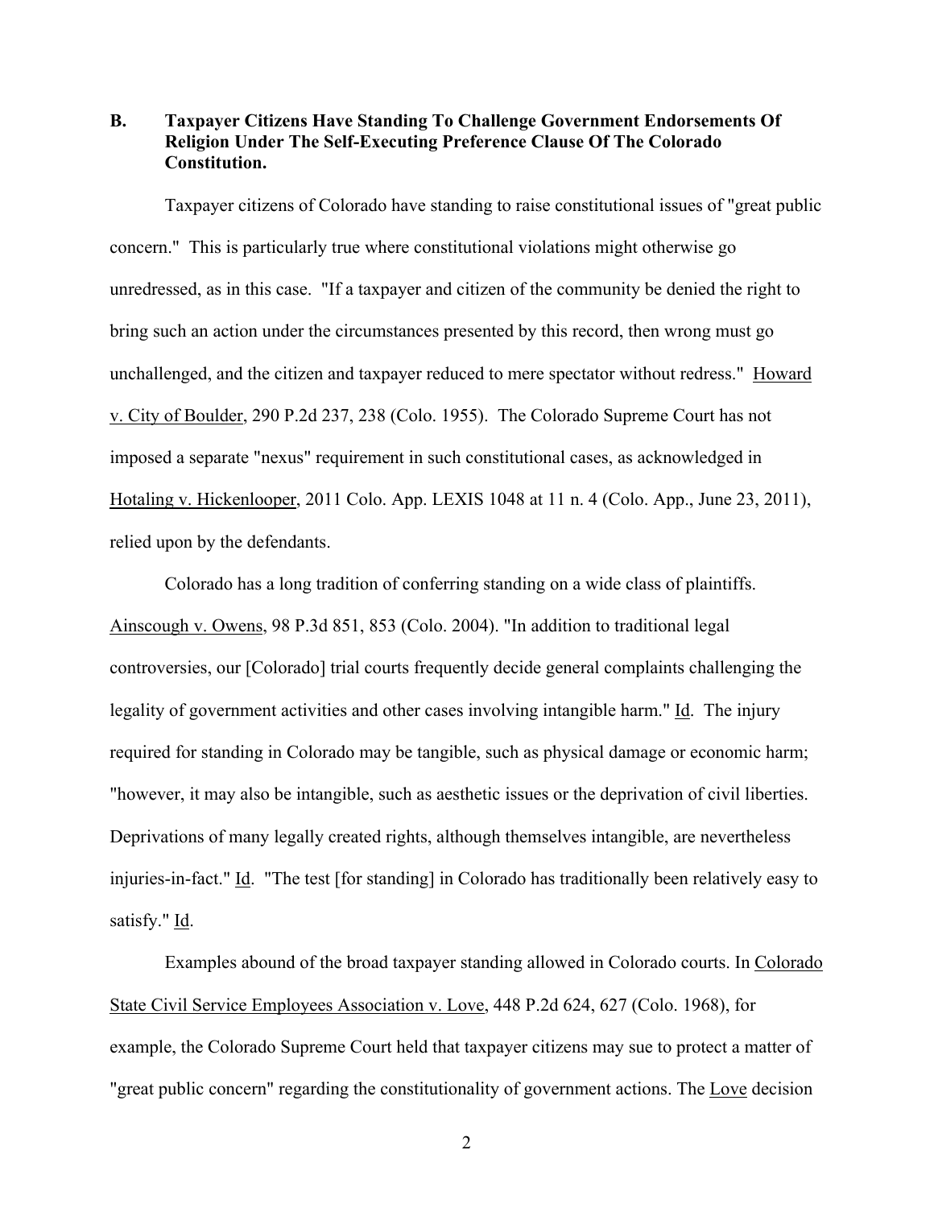### B. Taxpayer Citizens Have Standing To Challenge Government Endorsements Of Religion Under The Self-Executing Preference Clause Of The Colorado Constitution.

Taxpayer citizens of Colorado have standing to raise constitutional issues of "great public concern." This is particularly true where constitutional violations might otherwise go unredressed, as in this case. "If a taxpayer and citizen of the community be denied the right to bring such an action under the circumstances presented by this record, then wrong must go unchallenged, and the citizen and taxpayer reduced to mere spectator without redress." Howard v. City of Boulder, 290 P.2d 237, 238 (Colo. 1955). The Colorado Supreme Court has not imposed a separate "nexus" requirement in such constitutional cases, as acknowledged in Hotaling v. Hickenlooper, 2011 Colo. App. LEXIS 1048 at 11 n. 4 (Colo. App., June 23, 2011), relied upon by the defendants.

Colorado has a long tradition of conferring standing on a wide class of plaintiffs. Ainscough v. Owens, 98 P.3d 851, 853 (Colo. 2004). "In addition to traditional legal controversies, our [Colorado] trial courts frequently decide general complaints challenging the legality of government activities and other cases involving intangible harm." Id. The injury required for standing in Colorado may be tangible, such as physical damage or economic harm; "however, it may also be intangible, such as aesthetic issues or the deprivation of civil liberties. Deprivations of many legally created rights, although themselves intangible, are nevertheless injuries-in-fact." Id. "The test [for standing] in Colorado has traditionally been relatively easy to satisfy." Id.

Examples abound of the broad taxpayer standing allowed in Colorado courts. In Colorado State Civil Service Employees Association v. Love, 448 P.2d 624, 627 (Colo. 1968), for example, the Colorado Supreme Court held that taxpayer citizens may sue to protect a matter of "great public concern" regarding the constitutionality of government actions. The Love decision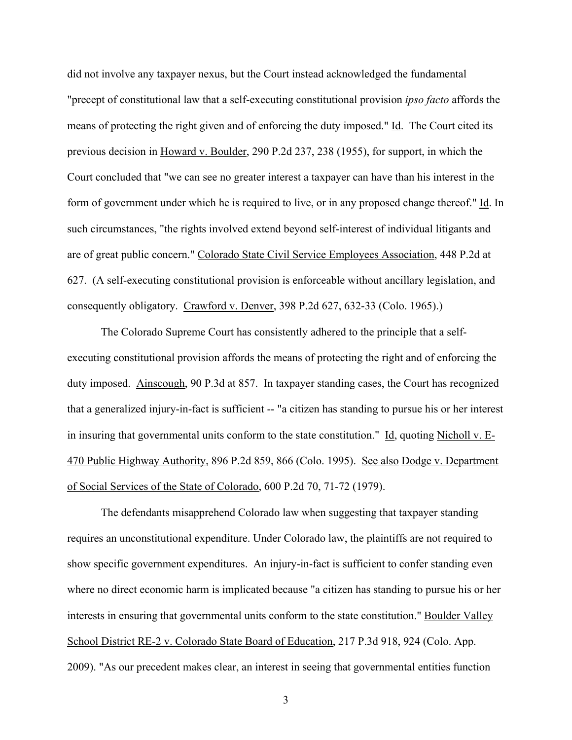did not involve any taxpayer nexus, but the Court instead acknowledged the fundamental "precept of constitutional law that a self-executing constitutional provision *ipso facto* affords the means of protecting the right given and of enforcing the duty imposed." Id. The Court cited its previous decision in Howard v. Boulder, 290 P.2d 237, 238 (1955), for support, in which the Court concluded that "we can see no greater interest a taxpayer can have than his interest in the form of government under which he is required to live, or in any proposed change thereof." Id. In such circumstances, "the rights involved extend beyond self-interest of individual litigants and are of great public concern." Colorado State Civil Service Employees Association, 448 P.2d at 627. (A self-executing constitutional provision is enforceable without ancillary legislation, and consequently obligatory. Crawford v. Denver, 398 P.2d 627, 632-33 (Colo. 1965).)

The Colorado Supreme Court has consistently adhered to the principle that a self-executing constitutional provision affords the means of protecting the right and of enforcing the duty imposed. Ainscough, 90 P.3d at 857. In taxpayer standing cases, the Court has recognized that a generalized injury-in-fact is sufficient -- "a citizen has standing to pursue his or her interest in insuring that governmental units conform to the state constitution." Id, quoting Nicholl v. E-470 Public Highway Authority, 896 P.2d 859, 866 (Colo. 1995). See also Dodge v. Department of Social Services of the State of Colorado, 600 P.2d 70, 71-72 (1979).

The defendants misapprehend Colorado law when suggesting that taxpayer standing requires an unconstitutional expenditure. Under Colorado law, the plaintiffs are not required to show specific government expenditures. An injury-in-fact is sufficient to confer standing even where no direct economic harm is implicated because "a citizen has standing to pursue his or her interests in ensuring that governmental units conform to the state constitution." Boulder Valley School District RE-2 v. Colorado State Board of Education, 217 P.3d 918, 924 (Colo. App. 2009). "As our precedent makes clear, an interest in seeing that governmental entities function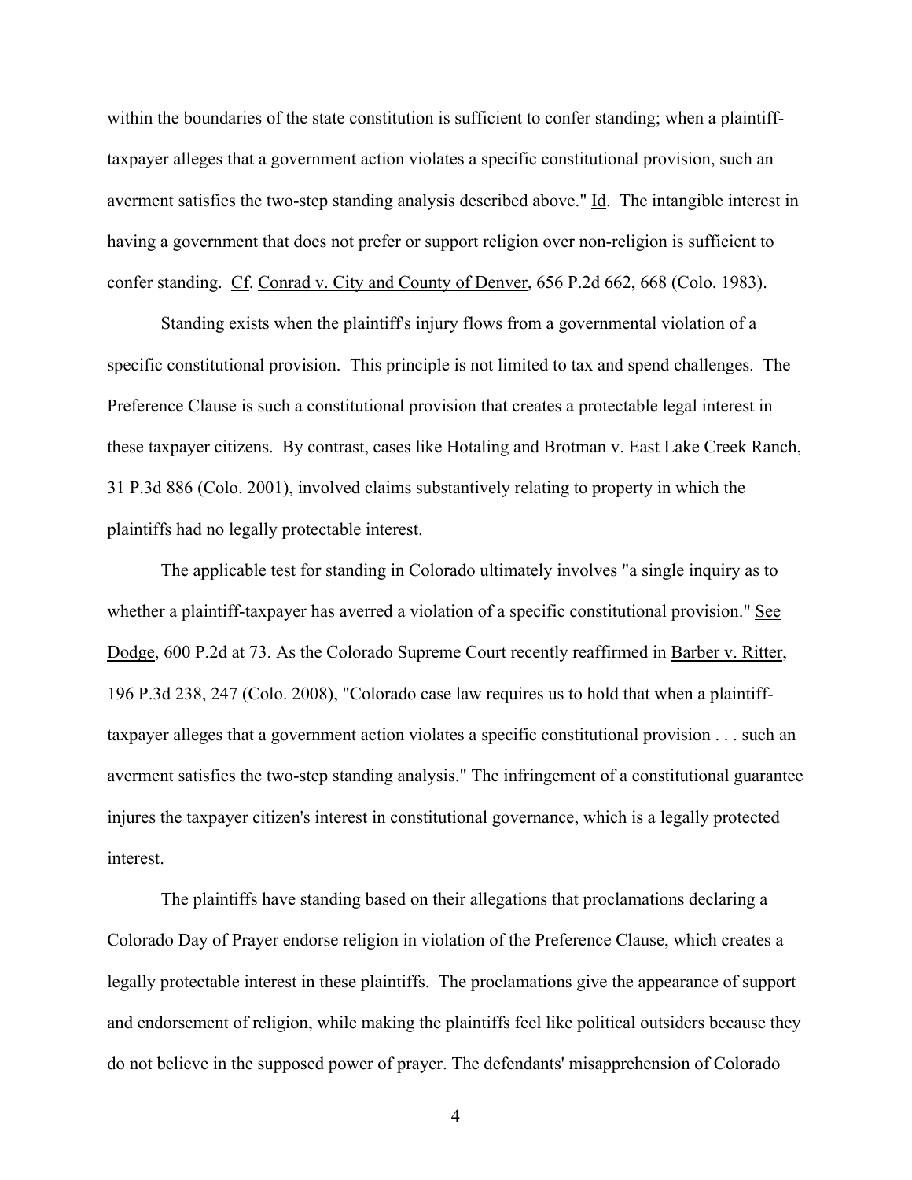within the boundaries of the state constitution is sufficient to confer standing; when a plaintiff-taxpayer alleges that a government action violates a specific constitutional provision, such an averment satisfies the two-step standing analysis described above." Id. The intangible interest in having a government that does not prefer or support religion over non-religion is sufficient to confer standing. Cf. Conrad v. City and County of Denver, 656 P.2d 662, 668 (Colo. 1983).

Standing exists when the plaintiff's injury flows from a governmental violation of a specific constitutional provision. This principle is not limited to tax and spend challenges. The Preference Clause is such a constitutional provision that creates a protectable legal interest in these taxpayer citizens. By contrast, cases like Hotaling and Brotman v. East Lake Creek Ranch, 31 P.3d 886 (Colo. 2001), involved claims substantively relating to property in which the plaintiffs had no legally protectable interest.

The applicable test for standing in Colorado ultimately involves "a single inquiry as to whether a plaintiff-taxpayer has averred a violation of a specific constitutional provision." See Dodge, 600 P.2d at 73. As the Colorado Supreme Court recently reaffirmed in Barber v. Ritter, 196 P.3d 238, 247 (Colo. 2008), "Colorado case law requires us to hold that when a plaintiff-taxpayer alleges that a government action violates a specific constitutional provision . . . such an averment satisfies the two-step standing analysis." The infringement of a constitutional guarantee injures the taxpayer citizen's interest in constitutional governance, which is a legally protected interest.

The plaintiffs have standing based on their allegations that proclamations declaring a Colorado Day of Prayer endorse religion in violation of the Preference Clause, which creates a legally protectable interest in these plaintiffs. The proclamations give the appearance of support and endorsement of religion, while making the plaintiffs feel like political outsiders because they do not believe in the supposed power of prayer. The defendants' misapprehension of Colorado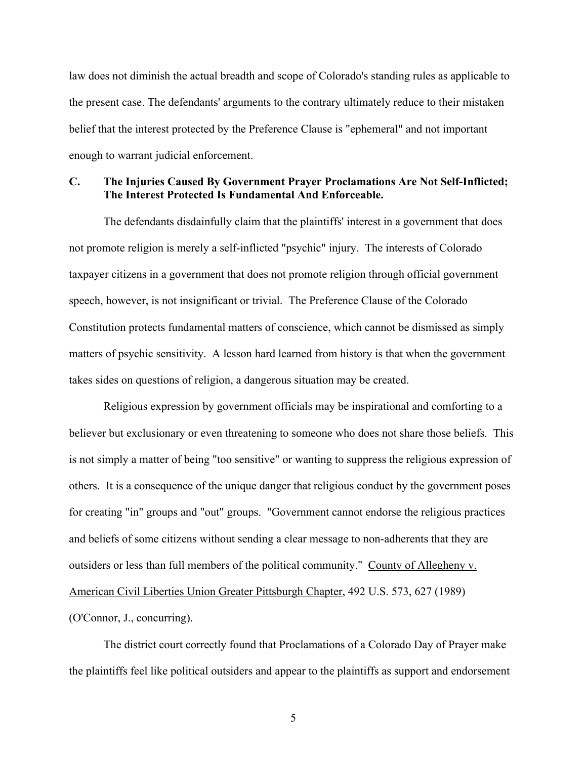law does not diminish the actual breadth and scope of Colorado's standing rules as applicable to the present case. The defendants' arguments to the contrary ultimately reduce to their mistaken belief that the interest protected by the Preference Clause is "ephemeral" and not important enough to warrant judicial enforcement.

### C. The Injuries Caused By Government Prayer Proclamations Are Not Self-Inflicted; The Interest Protected Is Fundamental And Enforceable.

The defendants disdainfully claim that the plaintiffs' interest in a government that does not promote religion is merely a self-inflicted "psychic" injury. The interests of Colorado taxpayer citizens in a government that does not promote religion through official government speech, however, is not insignificant or trivial. The Preference Clause of the Colorado Constitution protects fundamental matters of conscience, which cannot be dismissed as simply matters of psychic sensitivity. A lesson hard learned from history is that when the government takes sides on questions of religion, a dangerous situation may be created.

Religious expression by government officials may be inspirational and comforting to a believer but exclusionary or even threatening to someone who does not share those beliefs. This is not simply a matter of being "too sensitive" or wanting to suppress the religious expression of others. It is a consequence of the unique danger that religious conduct by the government poses for creating "in" groups and "out" groups. "Government cannot endorse the religious practices and beliefs of some citizens without sending a clear message to non-adherents that they are outsiders or less than full members of the political community." County of Allegheny v. American Civil Liberties Union Greater Pittsburgh Chapter, 492 U.S. 573, 627 (1989) (O'Connor, J., concurring).

The district court correctly found that Proclamations of a Colorado Day of Prayer make the plaintiffs feel like political outsiders and appear to the plaintiffs as support and endorsement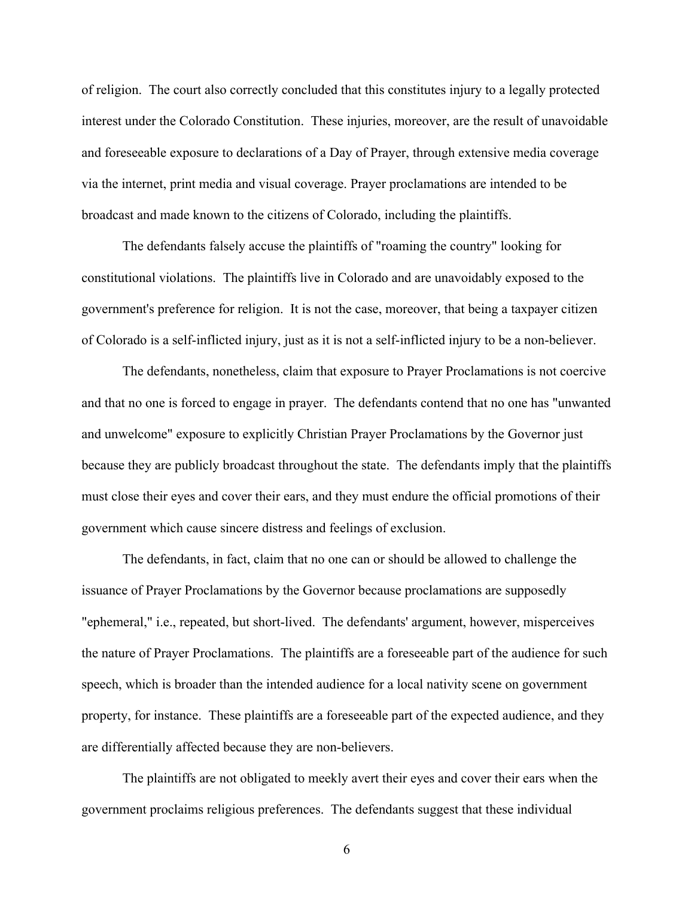of religion. The court also correctly concluded that this constitutes injury to a legally protected interest under the Colorado Constitution. These injuries, moreover, are the result of unavoidable and foreseeable exposure to declarations of a Day of Prayer, through extensive media coverage via the internet, print media and visual coverage. Prayer proclamations are intended to be broadcast and made known to the citizens of Colorado, including the plaintiffs.

The defendants falsely accuse the plaintiffs of "roaming the country" looking for constitutional violations. The plaintiffs live in Colorado and are unavoidably exposed to the government's preference for religion. It is not the case, moreover, that being a taxpayer citizen of Colorado is a self-inflicted injury, just as it is not a self-inflicted injury to be a non-believer.

The defendants, nonetheless, claim that exposure to Prayer Proclamations is not coercive and that no one is forced to engage in prayer. The defendants contend that no one has "unwanted and unwelcome" exposure to explicitly Christian Prayer Proclamations by the Governor just because they are publicly broadcast throughout the state. The defendants imply that the plaintiffs must close their eyes and cover their ears, and they must endure the official promotions of their government which cause sincere distress and feelings of exclusion.

The defendants, in fact, claim that no one can or should be allowed to challenge the issuance of Prayer Proclamations by the Governor because proclamations are supposedly "ephemeral," i.e., repeated, but short-lived. The defendants' argument, however, misperceives the nature of Prayer Proclamations. The plaintiffs are a foreseeable part of the audience for such speech, which is broader than the intended audience for a local nativity scene on government property, for instance. These plaintiffs are a foreseeable part of the expected audience, and they are differentially affected because they are non-believers.

The plaintiffs are not obligated to meekly avert their eyes and cover their ears when the government proclaims religious preferences. The defendants suggest that these individual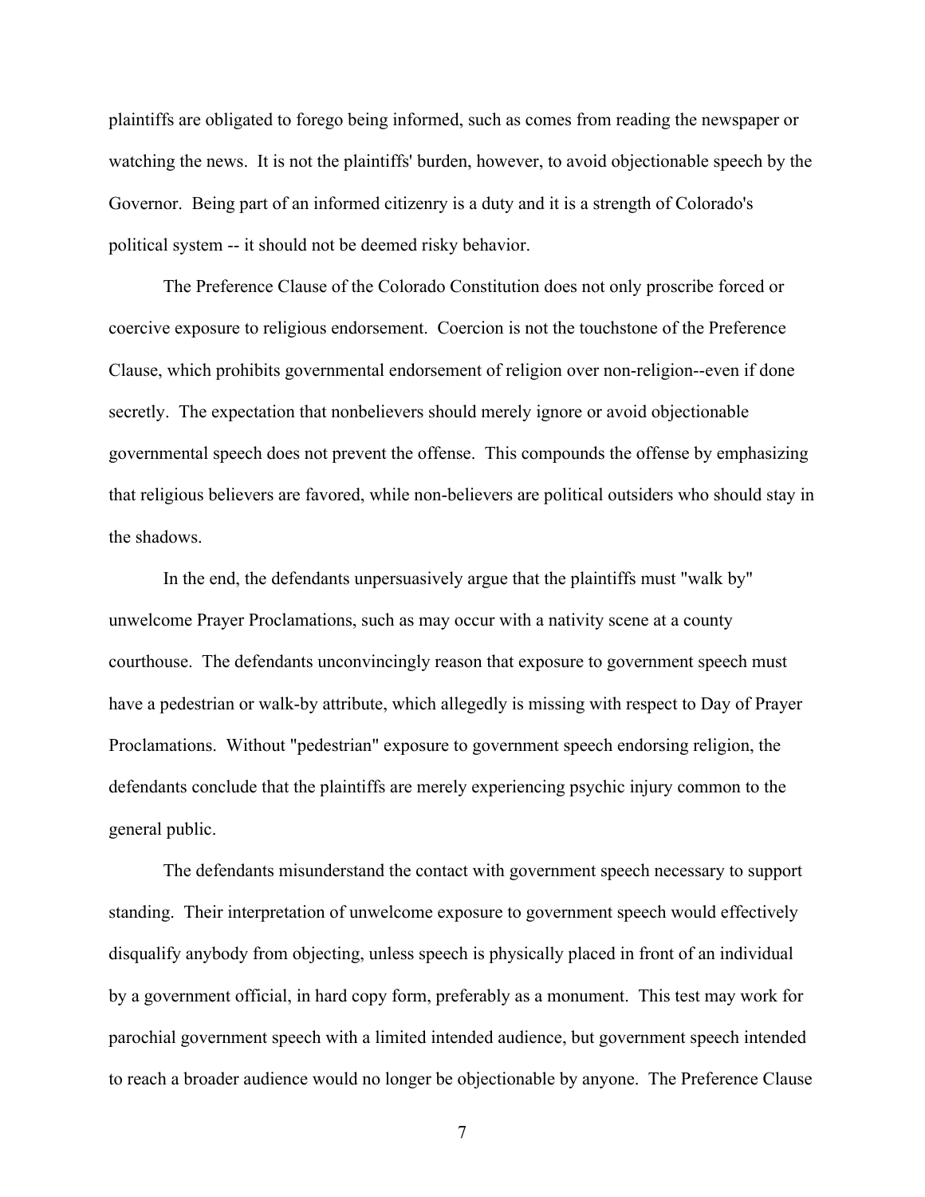plaintiffs are obligated to forego being informed, such as comes from reading the newspaper or watching the news. It is not the plaintiffs' burden, however, to avoid objectionable speech by the Governor. Being part of an informed citizenry is a duty and it is a strength of Colorado's political system -- it should not be deemed risky behavior.

The Preference Clause of the Colorado Constitution does not only proscribe forced or coercive exposure to religious endorsement. Coercion is not the touchstone of the Preference Clause, which prohibits governmental endorsement of religion over non-religion--even if done secretly. The expectation that nonbelievers should merely ignore or avoid objectionable governmental speech does not prevent the offense. This compounds the offense by emphasizing that religious believers are favored, while non-believers are political outsiders who should stay in the shadows.

In the end, the defendants unpersuasively argue that the plaintiffs must "walk by" unwelcome Prayer Proclamations, such as may occur with a nativity scene at a county courthouse. The defendants unconvincingly reason that exposure to government speech must have a pedestrian or walk-by attribute, which allegedly is missing with respect to Day of Prayer Proclamations. Without "pedestrian" exposure to government speech endorsing religion, the defendants conclude that the plaintiffs are merely experiencing psychic injury common to the general public.

The defendants misunderstand the contact with government speech necessary to support standing. Their interpretation of unwelcome exposure to government speech would effectively disqualify anybody from objecting, unless speech is physically placed in front of an individual by a government official, in hard copy form, preferably as a monument. This test may work for parochial government speech with a limited intended audience, but government speech intended to reach a broader audience would no longer be objectionable by anyone. The Preference Clause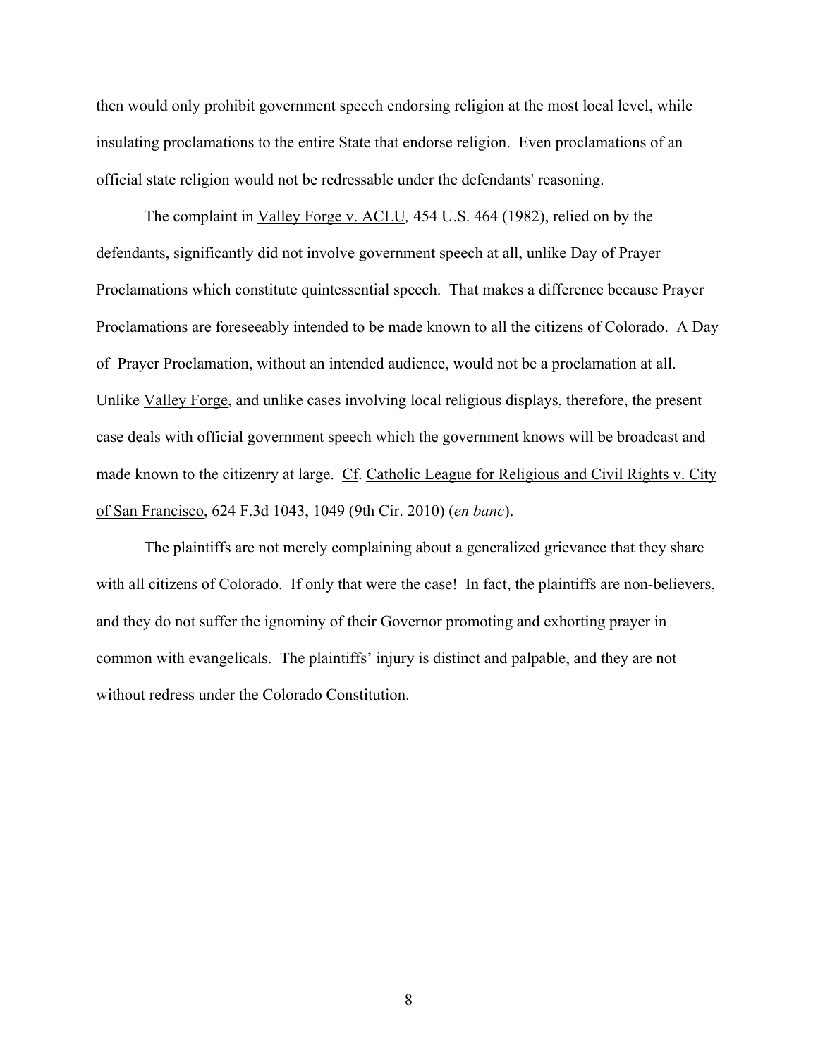then would only prohibit government speech endorsing religion at the most local level, while insulating proclamations to the entire State that endorse religion. Even proclamations of an official state religion would not be redressable under the defendants' reasoning.

The complaint in Valley Forge v. ACLU*,* 454 U.S. 464 (1982), relied on by the defendants, significantly did not involve government speech at all, unlike Day of Prayer Proclamations which constitute quintessential speech. That makes a difference because Prayer Proclamations are foreseeably intended to be made known to all the citizens of Colorado. A Day of Prayer Proclamation, without an intended audience, would not be a proclamation at all. Unlike Valley Forge, and unlike cases involving local religious displays, therefore, the present case deals with official government speech which the government knows will be broadcast and made known to the citizenry at large. Cf. Catholic League for Religious and Civil Rights v. City of San Francisco, 624 F.3d 1043, 1049 (9th Cir. 2010) (*en banc*).

The plaintiffs are not merely complaining about a generalized grievance that they share with all citizens of Colorado. If only that were the case! In fact, the plaintiffs are non-believers, and they do not suffer the ignominy of their Governor promoting and exhorting prayer in common with evangelicals. The plaintiffs' injury is distinct and palpable, and they are not without redress under the Colorado Constitution.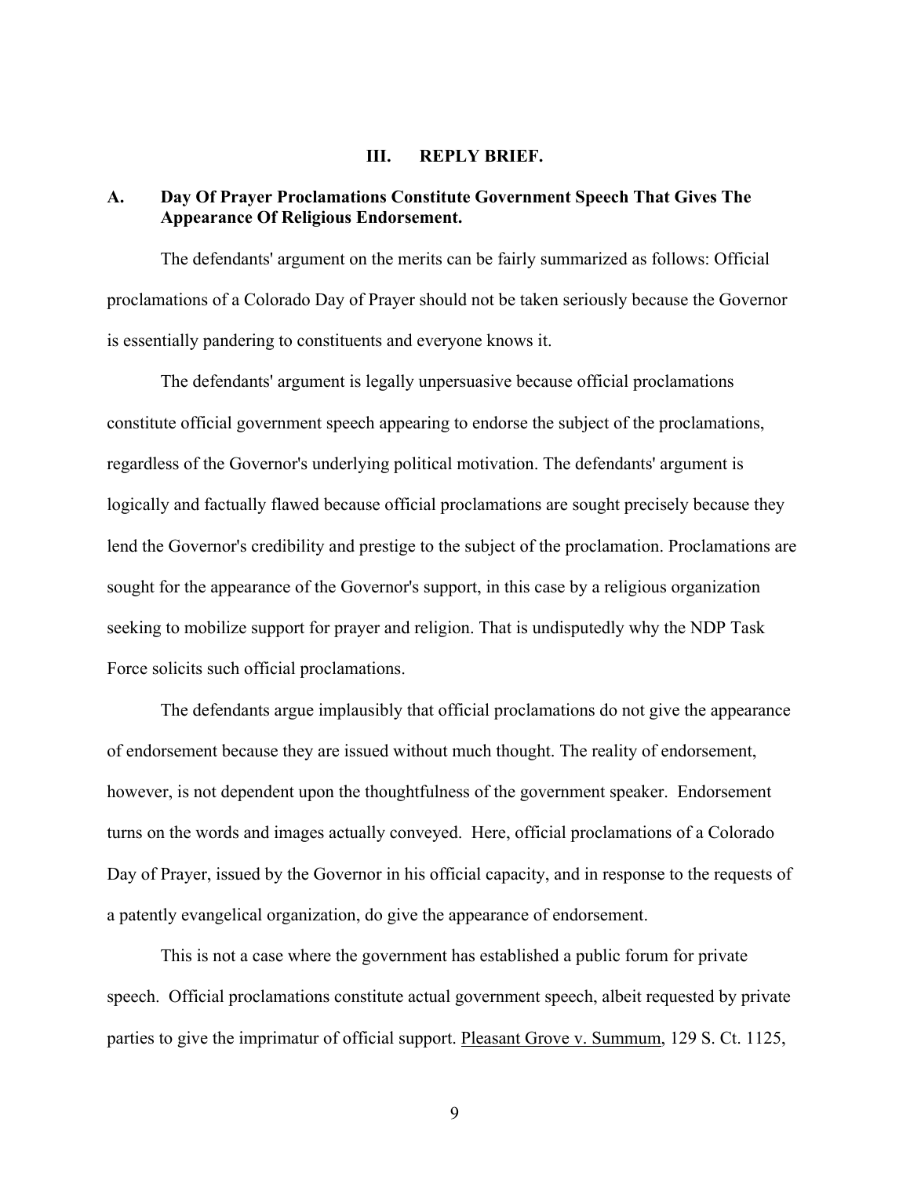## III. REPLY BRIEF.

### A. Day Of Prayer Proclamations Constitute Government Speech That Gives The Appearance Of Religious Endorsement.

The defendants' argument on the merits can be fairly summarized as follows: Official proclamations of a Colorado Day of Prayer should not be taken seriously because the Governor is essentially pandering to constituents and everyone knows it.

The defendants' argument is legally unpersuasive because official proclamations constitute official government speech appearing to endorse the subject of the proclamations, regardless of the Governor's underlying political motivation. The defendants' argument is logically and factually flawed because official proclamations are sought precisely because they lend the Governor's credibility and prestige to the subject of the proclamation. Proclamations are sought for the appearance of the Governor's support, in this case by a religious organization seeking to mobilize support for prayer and religion. That is undisputedly why the NDP Task Force solicits such official proclamations.

The defendants argue implausibly that official proclamations do not give the appearance of endorsement because they are issued without much thought. The reality of endorsement, however, is not dependent upon the thoughtfulness of the government speaker. Endorsement turns on the words and images actually conveyed. Here, official proclamations of a Colorado Day of Prayer, issued by the Governor in his official capacity, and in response to the requests of a patently evangelical organization, do give the appearance of endorsement.

This is not a case where the government has established a public forum for private speech. Official proclamations constitute actual government speech, albeit requested by private parties to give the imprimatur of official support. Pleasant Grove v. Summum, 129 S. Ct. 1125,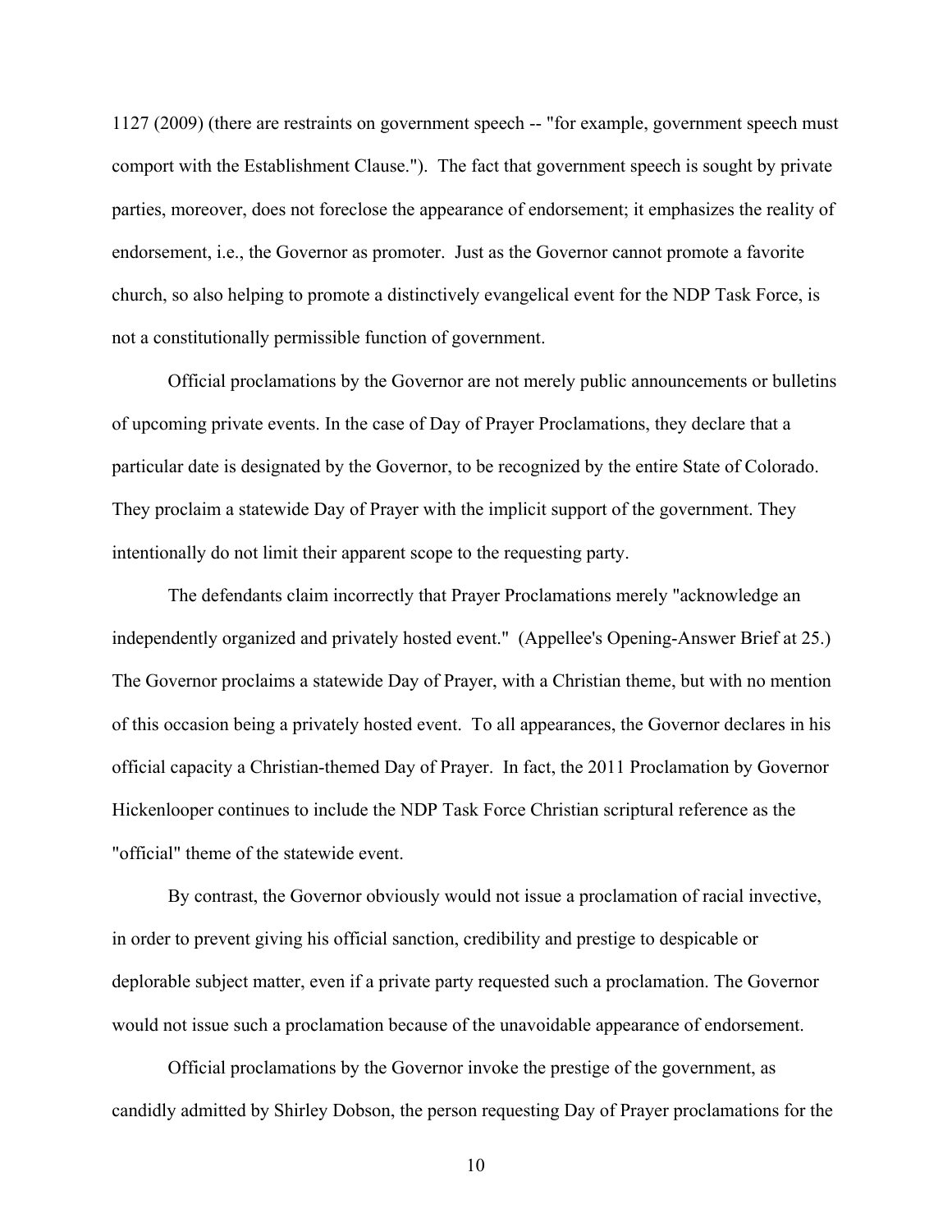1127 (2009) (there are restraints on government speech -- "for example, government speech must comport with the Establishment Clause."). The fact that government speech is sought by private parties, moreover, does not foreclose the appearance of endorsement; it emphasizes the reality of endorsement, i.e., the Governor as promoter. Just as the Governor cannot promote a favorite church, so also helping to promote a distinctively evangelical event for the NDP Task Force, is not a constitutionally permissible function of government.

Official proclamations by the Governor are not merely public announcements or bulletins of upcoming private events. In the case of Day of Prayer Proclamations, they declare that a particular date is designated by the Governor, to be recognized by the entire State of Colorado. They proclaim a statewide Day of Prayer with the implicit support of the government. They intentionally do not limit their apparent scope to the requesting party.

The defendants claim incorrectly that Prayer Proclamations merely "acknowledge an independently organized and privately hosted event." (Appellee's Opening-Answer Brief at 25.) The Governor proclaims a statewide Day of Prayer, with a Christian theme, but with no mention of this occasion being a privately hosted event. To all appearances, the Governor declares in his official capacity a Christian-themed Day of Prayer. In fact, the 2011 Proclamation by Governor Hickenlooper continues to include the NDP Task Force Christian scriptural reference as the "official" theme of the statewide event.

By contrast, the Governor obviously would not issue a proclamation of racial invective, in order to prevent giving his official sanction, credibility and prestige to despicable or deplorable subject matter, even if a private party requested such a proclamation. The Governor would not issue such a proclamation because of the unavoidable appearance of endorsement.

Official proclamations by the Governor invoke the prestige of the government, as candidly admitted by Shirley Dobson, the person requesting Day of Prayer proclamations for the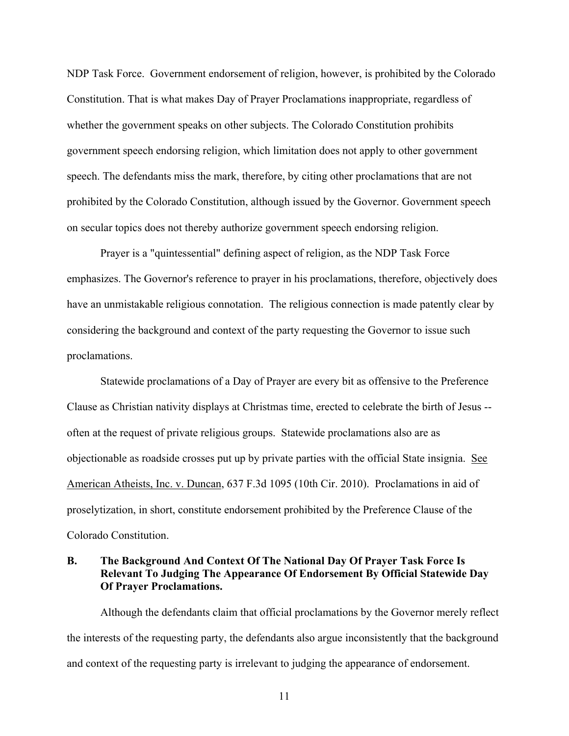NDP Task Force. Government endorsement of religion, however, is prohibited by the Colorado Constitution. That is what makes Day of Prayer Proclamations inappropriate, regardless of whether the government speaks on other subjects. The Colorado Constitution prohibits government speech endorsing religion, which limitation does not apply to other government speech. The defendants miss the mark, therefore, by citing other proclamations that are not prohibited by the Colorado Constitution, although issued by the Governor. Government speech on secular topics does not thereby authorize government speech endorsing religion.

Prayer is a "quintessential" defining aspect of religion, as the NDP Task Force emphasizes. The Governor's reference to prayer in his proclamations, therefore, objectively does have an unmistakable religious connotation. The religious connection is made patently clear by considering the background and context of the party requesting the Governor to issue such proclamations.

Statewide proclamations of a Day of Prayer are every bit as offensive to the Preference Clause as Christian nativity displays at Christmas time, erected to celebrate the birth of Jesus -- often at the request of private religious groups. Statewide proclamations also are as objectionable as roadside crosses put up by private parties with the official State insignia. See American Atheists, Inc. v. Duncan, 637 F.3d 1095 (10th Cir. 2010). Proclamations in aid of proselytization, in short, constitute endorsement prohibited by the Preference Clause of the Colorado Constitution.

### B. The Background And Context Of The National Day Of Prayer Task Force Is Relevant To Judging The Appearance Of Endorsement By Official Statewide Day Of Prayer Proclamations.

Although the defendants claim that official proclamations by the Governor merely reflect the interests of the requesting party, the defendants also argue inconsistently that the background and context of the requesting party is irrelevant to judging the appearance of endorsement.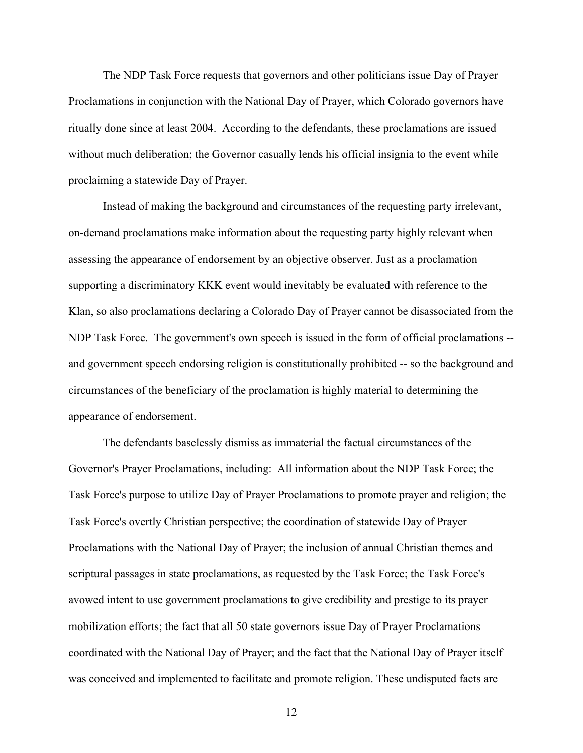The NDP Task Force requests that governors and other politicians issue Day of Prayer Proclamations in conjunction with the National Day of Prayer, which Colorado governors have ritually done since at least 2004. According to the defendants, these proclamations are issued without much deliberation; the Governor casually lends his official insignia to the event while proclaiming a statewide Day of Prayer.

Instead of making the background and circumstances of the requesting party irrelevant, on-demand proclamations make information about the requesting party highly relevant when assessing the appearance of endorsement by an objective observer. Just as a proclamation supporting a discriminatory KKK event would inevitably be evaluated with reference to the Klan, so also proclamations declaring a Colorado Day of Prayer cannot be disassociated from the NDP Task Force. The government's own speech is issued in the form of official proclamations -- and government speech endorsing religion is constitutionally prohibited -- so the background and circumstances of the beneficiary of the proclamation is highly material to determining the appearance of endorsement.

The defendants baselessly dismiss as immaterial the factual circumstances of the Governor's Prayer Proclamations, including: All information about the NDP Task Force; the Task Force's purpose to utilize Day of Prayer Proclamations to promote prayer and religion; the Task Force's overtly Christian perspective; the coordination of statewide Day of Prayer Proclamations with the National Day of Prayer; the inclusion of annual Christian themes and scriptural passages in state proclamations, as requested by the Task Force; the Task Force's avowed intent to use government proclamations to give credibility and prestige to its prayer mobilization efforts; the fact that all 50 state governors issue Day of Prayer Proclamations coordinated with the National Day of Prayer; and the fact that the National Day of Prayer itself was conceived and implemented to facilitate and promote religion. These undisputed facts are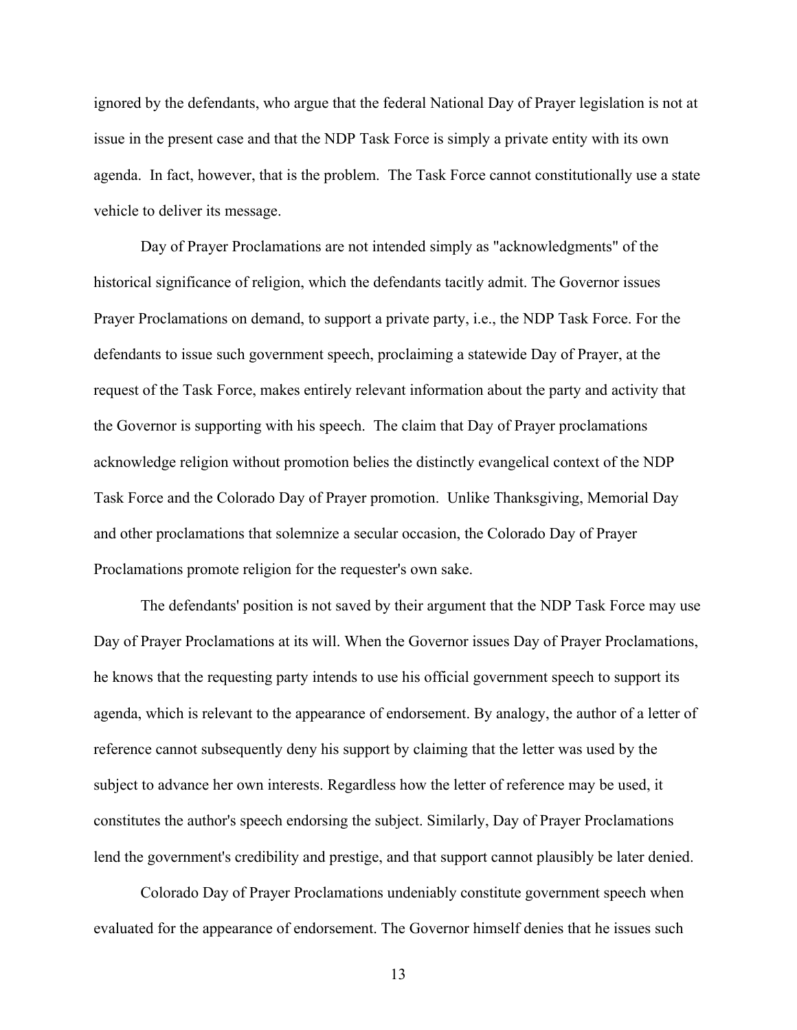ignored by the defendants, who argue that the federal National Day of Prayer legislation is not at issue in the present case and that the NDP Task Force is simply a private entity with its own agenda. In fact, however, that is the problem. The Task Force cannot constitutionally use a state vehicle to deliver its message.

Day of Prayer Proclamations are not intended simply as "acknowledgments" of the historical significance of religion, which the defendants tacitly admit. The Governor issues Prayer Proclamations on demand, to support a private party, i.e., the NDP Task Force. For the defendants to issue such government speech, proclaiming a statewide Day of Prayer, at the request of the Task Force, makes entirely relevant information about the party and activity that the Governor is supporting with his speech. The claim that Day of Prayer proclamations acknowledge religion without promotion belies the distinctly evangelical context of the NDP Task Force and the Colorado Day of Prayer promotion. Unlike Thanksgiving, Memorial Day and other proclamations that solemnize a secular occasion, the Colorado Day of Prayer Proclamations promote religion for the requester's own sake.

The defendants' position is not saved by their argument that the NDP Task Force may use Day of Prayer Proclamations at its will. When the Governor issues Day of Prayer Proclamations, he knows that the requesting party intends to use his official government speech to support its agenda, which is relevant to the appearance of endorsement. By analogy, the author of a letter of reference cannot subsequently deny his support by claiming that the letter was used by the subject to advance her own interests. Regardless how the letter of reference may be used, it constitutes the author's speech endorsing the subject. Similarly, Day of Prayer Proclamations lend the government's credibility and prestige, and that support cannot plausibly be later denied.

Colorado Day of Prayer Proclamations undeniably constitute government speech when evaluated for the appearance of endorsement. The Governor himself denies that he issues such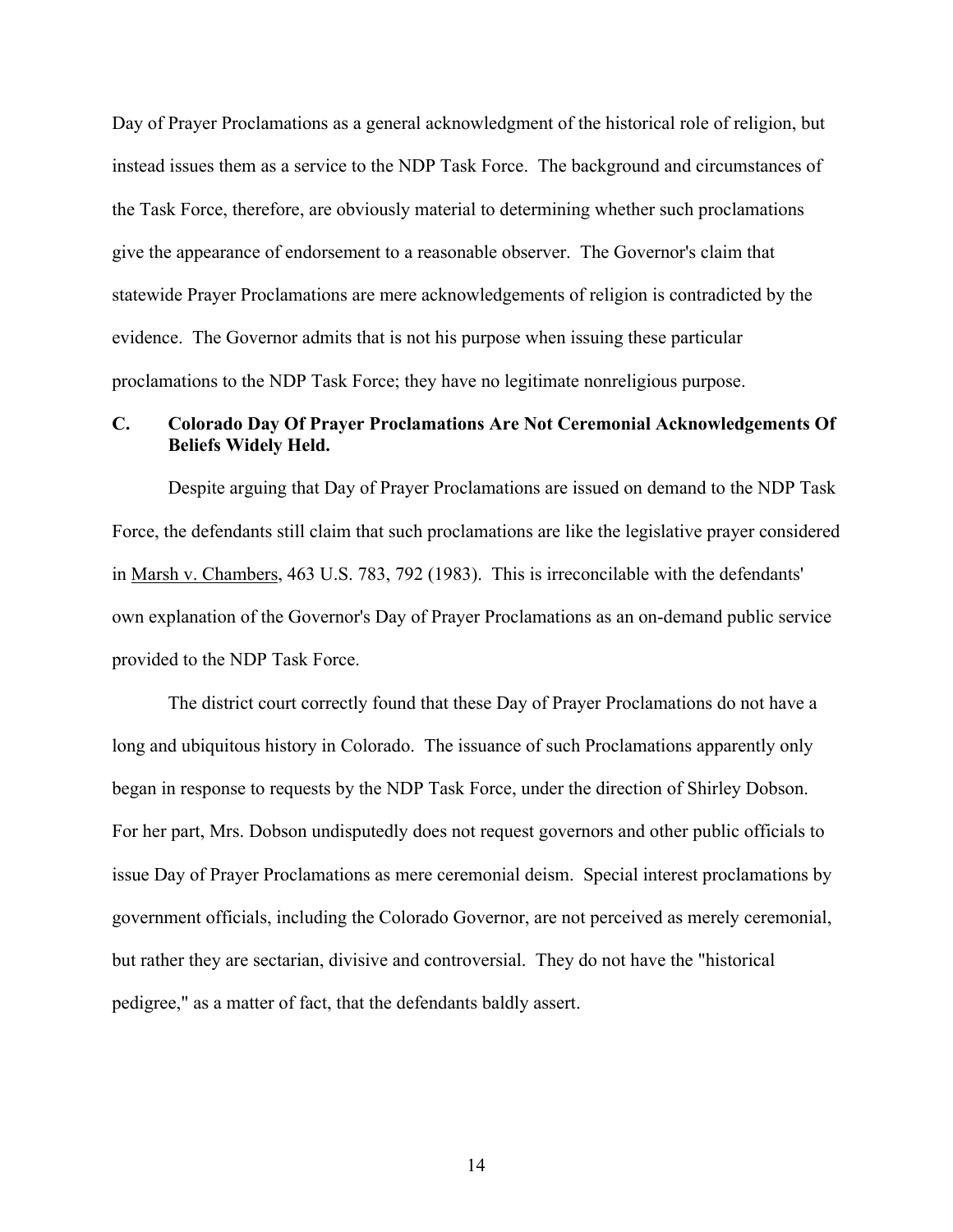Day of Prayer Proclamations as a general acknowledgment of the historical role of religion, but instead issues them as a service to the NDP Task Force. The background and circumstances of the Task Force, therefore, are obviously material to determining whether such proclamations give the appearance of endorsement to a reasonable observer. The Governor's claim that statewide Prayer Proclamations are mere acknowledgements of religion is contradicted by the evidence. The Governor admits that is not his purpose when issuing these particular proclamations to the NDP Task Force; they have no legitimate nonreligious purpose.

### C. Colorado Day Of Prayer Proclamations Are Not Ceremonial Acknowledgements Of Beliefs Widely Held.

Despite arguing that Day of Prayer Proclamations are issued on demand to the NDP Task Force, the defendants still claim that such proclamations are like the legislative prayer considered in Marsh v. Chambers, 463 U.S. 783, 792 (1983). This is irreconcilable with the defendants' own explanation of the Governor's Day of Prayer Proclamations as an on-demand public service provided to the NDP Task Force.

The district court correctly found that these Day of Prayer Proclamations do not have a long and ubiquitous history in Colorado. The issuance of such Proclamations apparently only began in response to requests by the NDP Task Force, under the direction of Shirley Dobson. For her part, Mrs. Dobson undisputedly does not request governors and other public officials to issue Day of Prayer Proclamations as mere ceremonial deism. Special interest proclamations by government officials, including the Colorado Governor, are not perceived as merely ceremonial, but rather they are sectarian, divisive and controversial. They do not have the "historical pedigree," as a matter of fact, that the defendants baldly assert.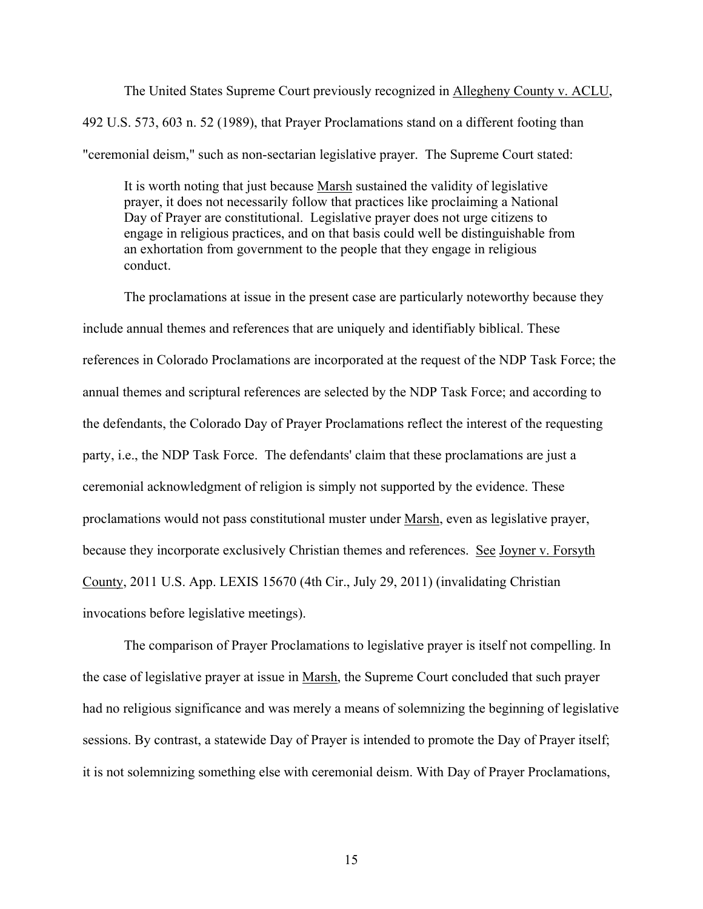The United States Supreme Court previously recognized in Allegheny County v. ACLU, 492 U.S. 573, 603 n. 52 (1989), that Prayer Proclamations stand on a different footing than "ceremonial deism," such as non-sectarian legislative prayer. The Supreme Court stated:

> It is worth noting that just because Marsh sustained the validity of legislative prayer, it does not necessarily follow that practices like proclaiming a National Day of Prayer are constitutional. Legislative prayer does not urge citizens to engage in religious practices, and on that basis could well be distinguishable from an exhortation from government to the people that they engage in religious conduct.

The proclamations at issue in the present case are particularly noteworthy because they include annual themes and references that are uniquely and identifiably biblical. These references in Colorado Proclamations are incorporated at the request of the NDP Task Force; the annual themes and scriptural references are selected by the NDP Task Force; and according to the defendants, the Colorado Day of Prayer Proclamations reflect the interest of the requesting party, i.e., the NDP Task Force. The defendants' claim that these proclamations are just a ceremonial acknowledgment of religion is simply not supported by the evidence. These proclamations would not pass constitutional muster under Marsh, even as legislative prayer, because they incorporate exclusively Christian themes and references. See Joyner v. Forsyth County, 2011 U.S. App. LEXIS 15670 (4th Cir., July 29, 2011) (invalidating Christian invocations before legislative meetings).

The comparison of Prayer Proclamations to legislative prayer is itself not compelling. In the case of legislative prayer at issue in Marsh, the Supreme Court concluded that such prayer had no religious significance and was merely a means of solemnizing the beginning of legislative sessions. By contrast, a statewide Day of Prayer is intended to promote the Day of Prayer itself; it is not solemnizing something else with ceremonial deism. With Day of Prayer Proclamations,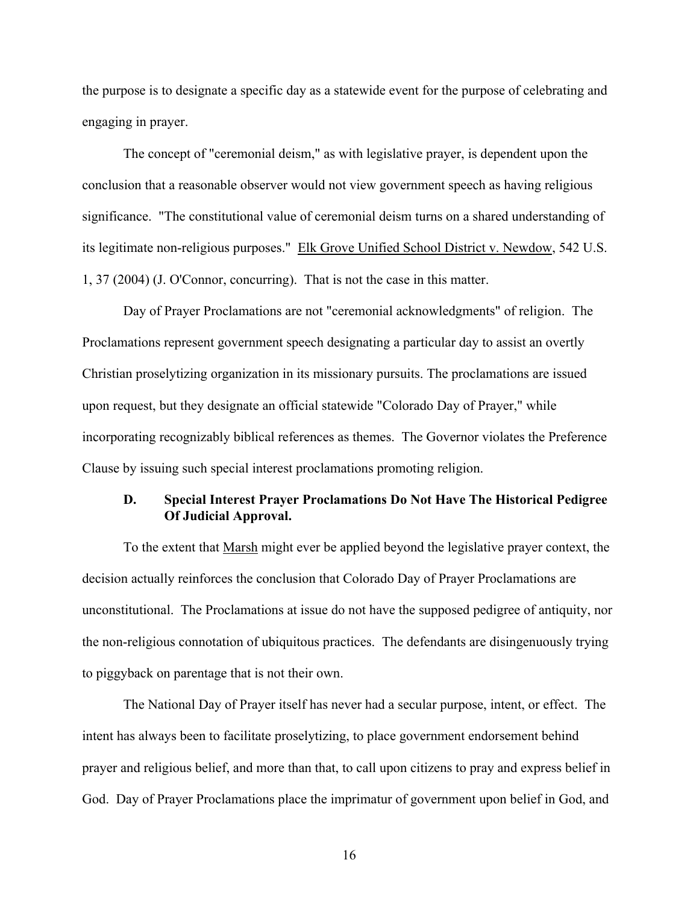the purpose is to designate a specific day as a statewide event for the purpose of celebrating and engaging in prayer.

The concept of "ceremonial deism," as with legislative prayer, is dependent upon the conclusion that a reasonable observer would not view government speech as having religious significance. "The constitutional value of ceremonial deism turns on a shared understanding of its legitimate non-religious purposes." Elk Grove Unified School District v. Newdow, 542 U.S. 1, 37 (2004) (J. O'Connor, concurring). That is not the case in this matter.

Day of Prayer Proclamations are not "ceremonial acknowledgments" of religion. The Proclamations represent government speech designating a particular day to assist an overtly Christian proselytizing organization in its missionary pursuits. The proclamations are issued upon request, but they designate an official statewide "Colorado Day of Prayer," while incorporating recognizably biblical references as themes. The Governor violates the Preference Clause by issuing such special interest proclamations promoting religion.

### D. Special Interest Prayer Proclamations Do Not Have The Historical Pedigree Of Judicial Approval.

To the extent that Marsh might ever be applied beyond the legislative prayer context, the decision actually reinforces the conclusion that Colorado Day of Prayer Proclamations are unconstitutional. The Proclamations at issue do not have the supposed pedigree of antiquity, nor the non-religious connotation of ubiquitous practices. The defendants are disingenuously trying to piggyback on parentage that is not their own.

The National Day of Prayer itself has never had a secular purpose, intent, or effect. The intent has always been to facilitate proselytizing, to place government endorsement behind prayer and religious belief, and more than that, to call upon citizens to pray and express belief in God. Day of Prayer Proclamations place the imprimatur of government upon belief in God, and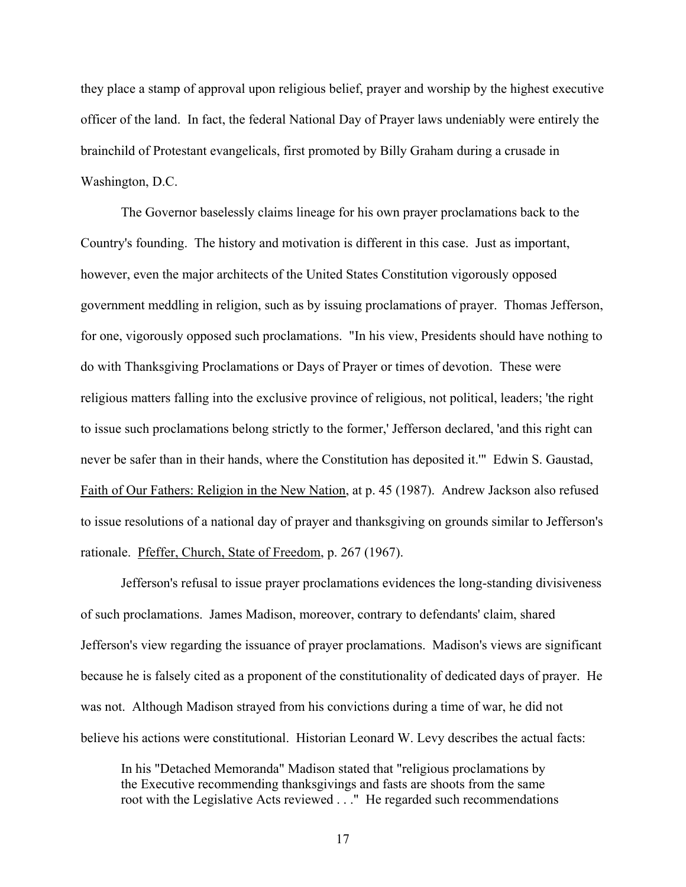they place a stamp of approval upon religious belief, prayer and worship by the highest executive officer of the land. In fact, the federal National Day of Prayer laws undeniably were entirely the brainchild of Protestant evangelicals, first promoted by Billy Graham during a crusade in Washington, D.C.

The Governor baselessly claims lineage for his own prayer proclamations back to the Country's founding. The history and motivation is different in this case. Just as important, however, even the major architects of the United States Constitution vigorously opposed government meddling in religion, such as by issuing proclamations of prayer. Thomas Jefferson, for one, vigorously opposed such proclamations. "In his view, Presidents should have nothing to do with Thanksgiving Proclamations or Days of Prayer or times of devotion. These were religious matters falling into the exclusive province of religious, not political, leaders; 'the right to issue such proclamations belong strictly to the former,' Jefferson declared, 'and this right can never be safer than in their hands, where the Constitution has deposited it.'" Edwin S. Gaustad, Faith of Our Fathers: Religion in the New Nation, at p. 45 (1987). Andrew Jackson also refused to issue resolutions of a national day of prayer and thanksgiving on grounds similar to Jefferson's rationale. Pfeffer, Church, State of Freedom, p. 267 (1967).

Jefferson's refusal to issue prayer proclamations evidences the long-standing divisiveness of such proclamations. James Madison, moreover, contrary to defendants' claim, shared Jefferson's view regarding the issuance of prayer proclamations. Madison's views are significant because he is falsely cited as a proponent of the constitutionality of dedicated days of prayer. He was not. Although Madison strayed from his convictions during a time of war, he did not believe his actions were constitutional. Historian Leonard W. Levy describes the actual facts:

> In his "Detached Memoranda" Madison stated that "religious proclamations by the Executive recommending thanksgivings and fasts are shoots from the same root with the Legislative Acts reviewed . . ." He regarded such recommendations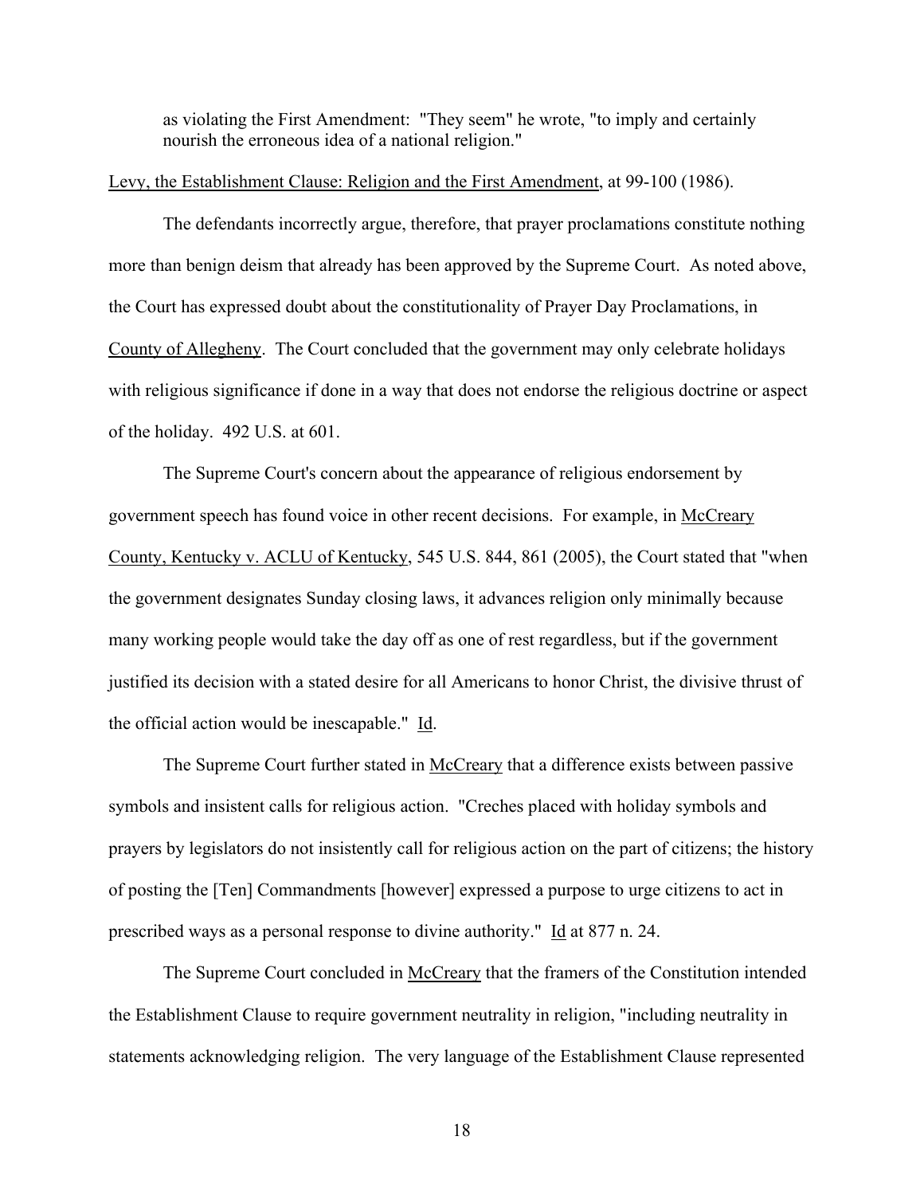as violating the First Amendment: "They seem" he wrote, "to imply and certainly nourish the erroneous idea of a national religion."

Levy, the Establishment Clause: Religion and the First Amendment, at 99-100 (1986).

The defendants incorrectly argue, therefore, that prayer proclamations constitute nothing more than benign deism that already has been approved by the Supreme Court. As noted above, the Court has expressed doubt about the constitutionality of Prayer Day Proclamations, in County of Allegheny. The Court concluded that the government may only celebrate holidays with religious significance if done in a way that does not endorse the religious doctrine or aspect of the holiday. 492 U.S. at 601.

The Supreme Court's concern about the appearance of religious endorsement by government speech has found voice in other recent decisions. For example, in McCreary County, Kentucky v. ACLU of Kentucky, 545 U.S. 844, 861 (2005), the Court stated that "when the government designates Sunday closing laws, it advances religion only minimally because many working people would take the day off as one of rest regardless, but if the government justified its decision with a stated desire for all Americans to honor Christ, the divisive thrust of the official action would be inescapable." Id.

The Supreme Court further stated in McCreary that a difference exists between passive symbols and insistent calls for religious action. "Creches placed with holiday symbols and prayers by legislators do not insistently call for religious action on the part of citizens; the history of posting the [Ten] Commandments [however] expressed a purpose to urge citizens to act in prescribed ways as a personal response to divine authority." Id at 877 n. 24.

The Supreme Court concluded in McCreary that the framers of the Constitution intended the Establishment Clause to require government neutrality in religion, "including neutrality in statements acknowledging religion. The very language of the Establishment Clause represented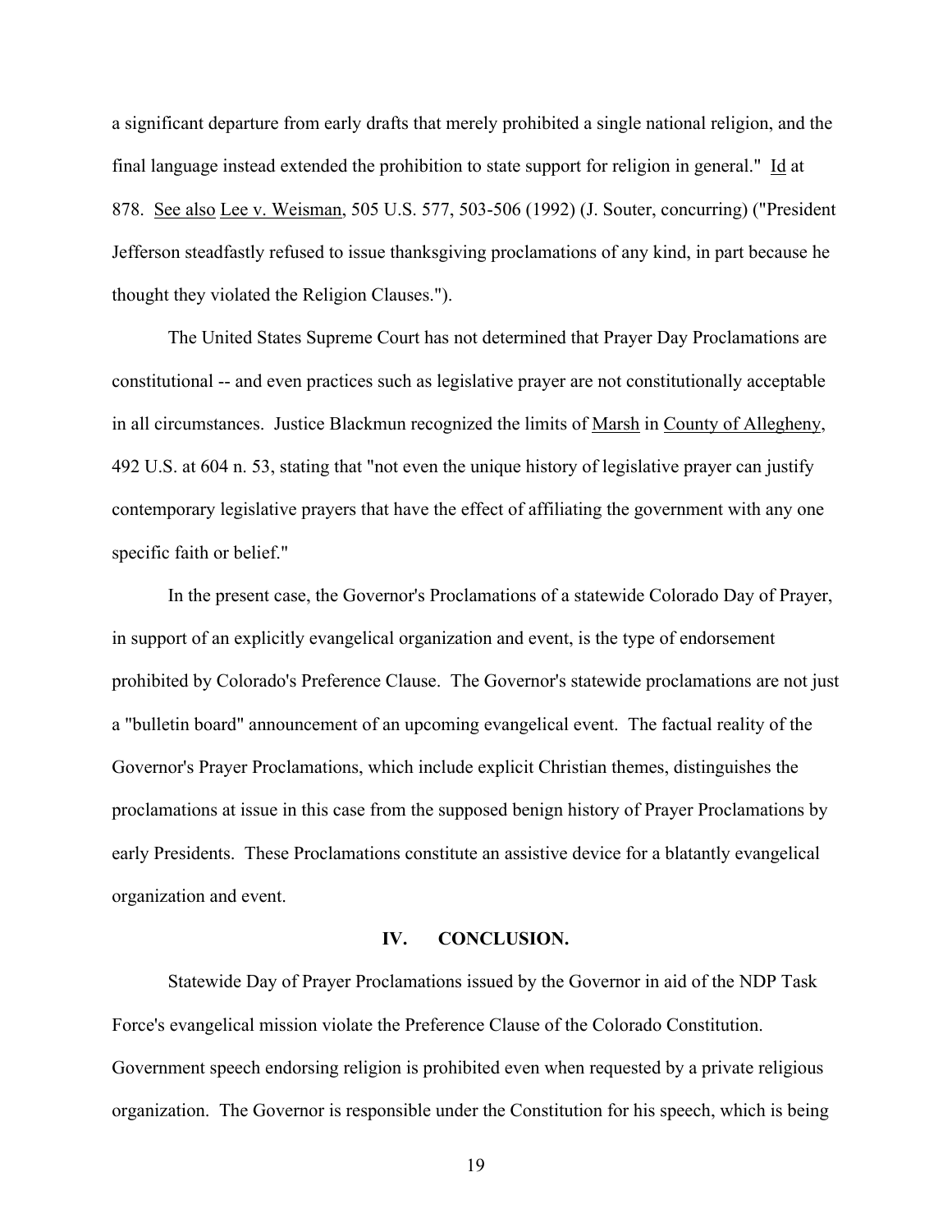a significant departure from early drafts that merely prohibited a single national religion, and the final language instead extended the prohibition to state support for religion in general." Id at 878. See also Lee v. Weisman, 505 U.S. 577, 503-506 (1992) (J. Souter, concurring) ("President Jefferson steadfastly refused to issue thanksgiving proclamations of any kind, in part because he thought they violated the Religion Clauses.").

The United States Supreme Court has not determined that Prayer Day Proclamations are constitutional -- and even practices such as legislative prayer are not constitutionally acceptable in all circumstances. Justice Blackmun recognized the limits of Marsh in County of Allegheny, 492 U.S. at 604 n. 53, stating that "not even the unique history of legislative prayer can justify contemporary legislative prayers that have the effect of affiliating the government with any one specific faith or belief."

In the present case, the Governor's Proclamations of a statewide Colorado Day of Prayer, in support of an explicitly evangelical organization and event, is the type of endorsement prohibited by Colorado's Preference Clause. The Governor's statewide proclamations are not just a "bulletin board" announcement of an upcoming evangelical event. The factual reality of the Governor's Prayer Proclamations, which include explicit Christian themes, distinguishes the proclamations at issue in this case from the supposed benign history of Prayer Proclamations by early Presidents. These Proclamations constitute an assistive device for a blatantly evangelical organization and event.

## IV. CONCLUSION.

Statewide Day of Prayer Proclamations issued by the Governor in aid of the NDP Task Force's evangelical mission violate the Preference Clause of the Colorado Constitution. Government speech endorsing religion is prohibited even when requested by a private religious organization. The Governor is responsible under the Constitution for his speech, which is being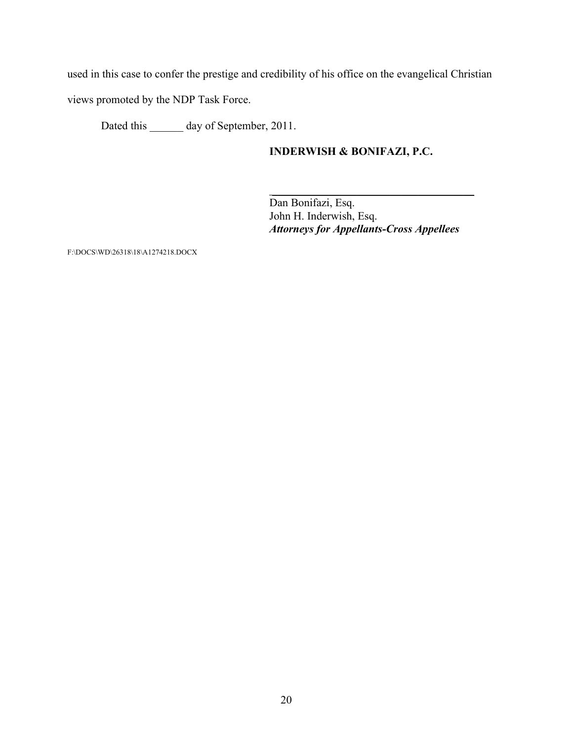used in this case to confer the prestige and credibility of his office on the evangelical Christian views promoted by the NDP Task Force.

Dated this ______ day of September, 2011.

**INDERWISH & BONIFAZI, P.C.**

______________________________________

Dan Bonifazi, Esq.
John H. Inderwish, Esq.
***Attorneys for Appellants-Cross Appellees***

F:\DOCS\WD\26318\18\A1274218.DOCX